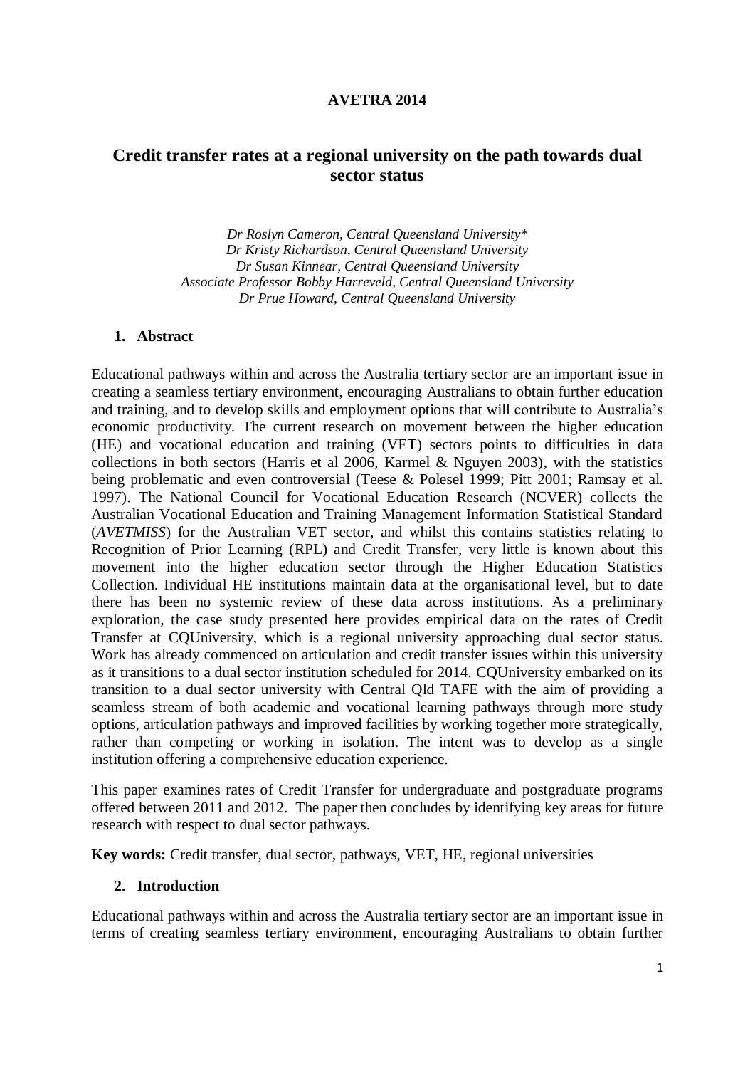**AVETRA 2014**

# Credit transfer rates at a regional university on the path towards dual sector status

*Dr Roslyn Cameron, Central Queensland University**
*Dr Kristy Richardson, Central Queensland University*
*Dr Susan Kinnear, Central Queensland University*
*Associate Professor Bobby Harreveld, Central Queensland University*
*Dr Prue Howard, Central Queensland University*

## 1. Abstract

Educational pathways within and across the Australia tertiary sector are an important issue in creating a seamless tertiary environment, encouraging Australians to obtain further education and training, and to develop skills and employment options that will contribute to Australia's economic productivity. The current research on movement between the higher education (HE) and vocational education and training (VET) sectors points to difficulties in data collections in both sectors (Harris et al 2006, Karmel & Nguyen 2003), with the statistics being problematic and even controversial (Teese & Polesel 1999; Pitt 2001; Ramsay et al. 1997). The National Council for Vocational Education Research (NCVER) collects the Australian Vocational Education and Training Management Information Statistical Standard (*AVETMISS*) for the Australian VET sector, and whilst this contains statistics relating to Recognition of Prior Learning (RPL) and Credit Transfer, very little is known about this movement into the higher education sector through the Higher Education Statistics Collection. Individual HE institutions maintain data at the organisational level, but to date there has been no systemic review of these data across institutions. As a preliminary exploration, the case study presented here provides empirical data on the rates of Credit Transfer at CQUniversity, which is a regional university approaching dual sector status. Work has already commenced on articulation and credit transfer issues within this university as it transitions to a dual sector institution scheduled for 2014. CQUniversity embarked on its transition to a dual sector university with Central Qld TAFE with the aim of providing a seamless stream of both academic and vocational learning pathways through more study options, articulation pathways and improved facilities by working together more strategically, rather than competing or working in isolation. The intent was to develop as a single institution offering a comprehensive education experience.

This paper examines rates of Credit Transfer for undergraduate and postgraduate programs offered between 2011 and 2012. The paper then concludes by identifying key areas for future research with respect to dual sector pathways.

**Key words:** Credit transfer, dual sector, pathways, VET, HE, regional universities

## 2. Introduction

Educational pathways within and across the Australia tertiary sector are an important issue in terms of creating seamless tertiary environment, encouraging Australians to obtain further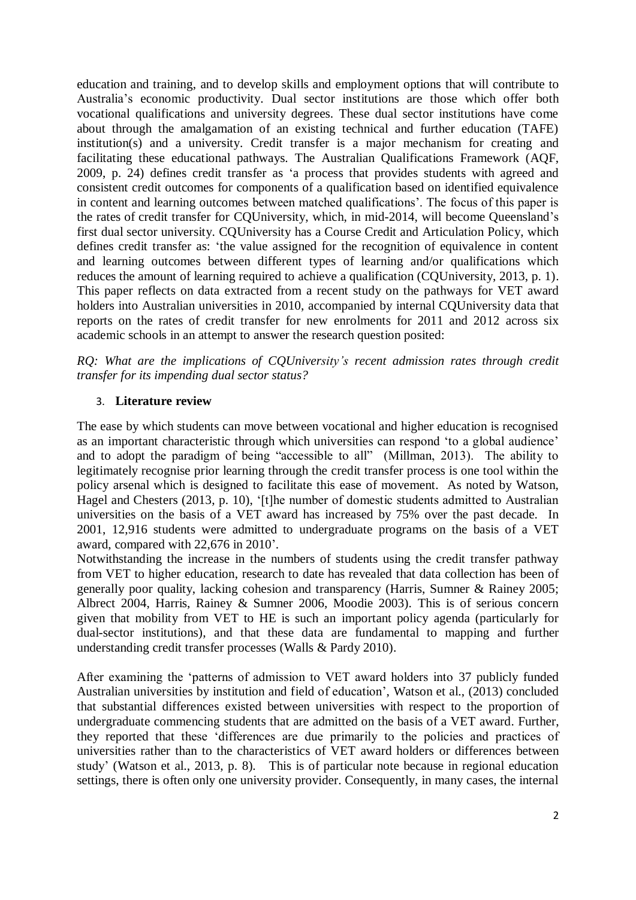education and training, and to develop skills and employment options that will contribute to Australia's economic productivity. Dual sector institutions are those which offer both vocational qualifications and university degrees. These dual sector institutions have come about through the amalgamation of an existing technical and further education (TAFE) institution(s) and a university. Credit transfer is a major mechanism for creating and facilitating these educational pathways. The Australian Qualifications Framework (AQF, 2009, p. 24) defines credit transfer as 'a process that provides students with agreed and consistent credit outcomes for components of a qualification based on identified equivalence in content and learning outcomes between matched qualifications'. The focus of this paper is the rates of credit transfer for CQUniversity, which, in mid-2014, will become Queensland's first dual sector university. CQUniversity has a Course Credit and Articulation Policy, which defines credit transfer as: 'the value assigned for the recognition of equivalence in content and learning outcomes between different types of learning and/or qualifications which reduces the amount of learning required to achieve a qualification (CQUniversity, 2013, p. 1). This paper reflects on data extracted from a recent study on the pathways for VET award holders into Australian universities in 2010, accompanied by internal CQUniversity data that reports on the rates of credit transfer for new enrolments for 2011 and 2012 across six academic schools in an attempt to answer the research question posited:

*RQ: What are the implications of CQUniversity's recent admission rates through credit transfer for its impending dual sector status?*

## 3. Literature review

The ease by which students can move between vocational and higher education is recognised as an important characteristic through which universities can respond 'to a global audience' and to adopt the paradigm of being "accessible to all" (Millman, 2013). The ability to legitimately recognise prior learning through the credit transfer process is one tool within the policy arsenal which is designed to facilitate this ease of movement. As noted by Watson, Hagel and Chesters (2013, p. 10), '[t]he number of domestic students admitted to Australian universities on the basis of a VET award has increased by 75% over the past decade. In 2001, 12,916 students were admitted to undergraduate programs on the basis of a VET award, compared with 22,676 in 2010'.

Notwithstanding the increase in the numbers of students using the credit transfer pathway from VET to higher education, research to date has revealed that data collection has been of generally poor quality, lacking cohesion and transparency (Harris, Sumner & Rainey 2005; Albrect 2004, Harris, Rainey & Sumner 2006, Moodie 2003). This is of serious concern given that mobility from VET to HE is such an important policy agenda (particularly for dual-sector institutions), and that these data are fundamental to mapping and further understanding credit transfer processes (Walls & Pardy 2010).

After examining the 'patterns of admission to VET award holders into 37 publicly funded Australian universities by institution and field of education', Watson et al., (2013) concluded that substantial differences existed between universities with respect to the proportion of undergraduate commencing students that are admitted on the basis of a VET award. Further, they reported that these 'differences are due primarily to the policies and practices of universities rather than to the characteristics of VET award holders or differences between study' (Watson et al., 2013, p. 8). This is of particular note because in regional education settings, there is often only one university provider. Consequently, in many cases, the internal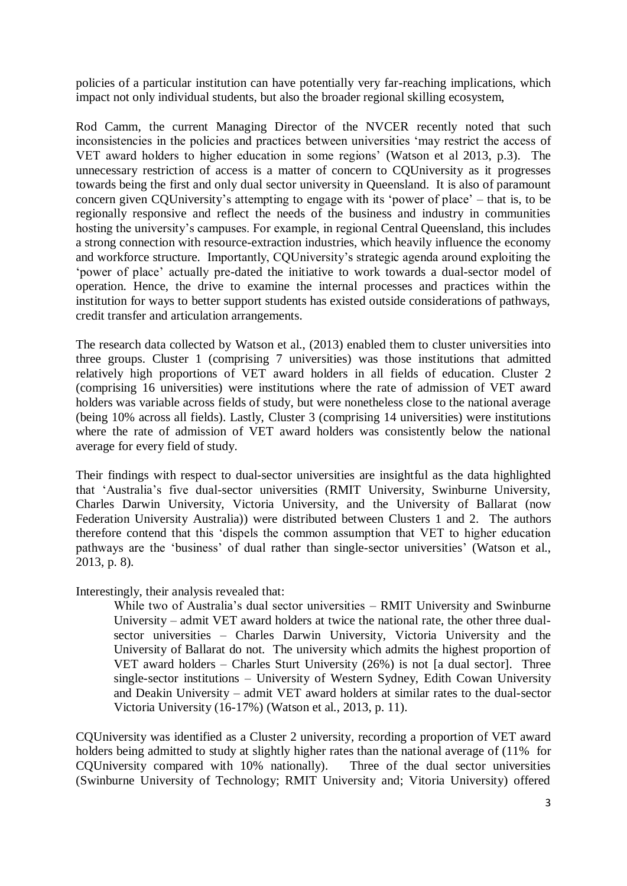policies of a particular institution can have potentially very far-reaching implications, which impact not only individual students, but also the broader regional skilling ecosystem,

Rod Camm, the current Managing Director of the NVCER recently noted that such inconsistencies in the policies and practices between universities 'may restrict the access of VET award holders to higher education in some regions' (Watson et al 2013, p.3). The unnecessary restriction of access is a matter of concern to CQUniversity as it progresses towards being the first and only dual sector university in Queensland. It is also of paramount concern given CQUniversity's attempting to engage with its 'power of place' – that is, to be regionally responsive and reflect the needs of the business and industry in communities hosting the university's campuses. For example, in regional Central Queensland, this includes a strong connection with resource-extraction industries, which heavily influence the economy and workforce structure. Importantly, CQUniversity's strategic agenda around exploiting the 'power of place' actually pre-dated the initiative to work towards a dual-sector model of operation. Hence, the drive to examine the internal processes and practices within the institution for ways to better support students has existed outside considerations of pathways, credit transfer and articulation arrangements.

The research data collected by Watson et al., (2013) enabled them to cluster universities into three groups. Cluster 1 (comprising 7 universities) was those institutions that admitted relatively high proportions of VET award holders in all fields of education. Cluster 2 (comprising 16 universities) were institutions where the rate of admission of VET award holders was variable across fields of study, but were nonetheless close to the national average (being 10% across all fields). Lastly, Cluster 3 (comprising 14 universities) were institutions where the rate of admission of VET award holders was consistently below the national average for every field of study.

Their findings with respect to dual-sector universities are insightful as the data highlighted that 'Australia's five dual-sector universities (RMIT University, Swinburne University, Charles Darwin University, Victoria University, and the University of Ballarat (now Federation University Australia)) were distributed between Clusters 1 and 2. The authors therefore contend that this 'dispels the common assumption that VET to higher education pathways are the 'business' of dual rather than single-sector universities' (Watson et al., 2013, p. 8).

Interestingly, their analysis revealed that:

> While two of Australia's dual sector universities – RMIT University and Swinburne University – admit VET award holders at twice the national rate, the other three dual-sector universities – Charles Darwin University, Victoria University and the University of Ballarat do not. The university which admits the highest proportion of VET award holders – Charles Sturt University (26%) is not [a dual sector]. Three single-sector institutions – University of Western Sydney, Edith Cowan University and Deakin University – admit VET award holders at similar rates to the dual-sector Victoria University (16-17%) (Watson et al., 2013, p. 11).

CQUniversity was identified as a Cluster 2 university, recording a proportion of VET award holders being admitted to study at slightly higher rates than the national average of (11% for CQUniversity compared with 10% nationally). Three of the dual sector universities (Swinburne University of Technology; RMIT University and; Vitoria University) offered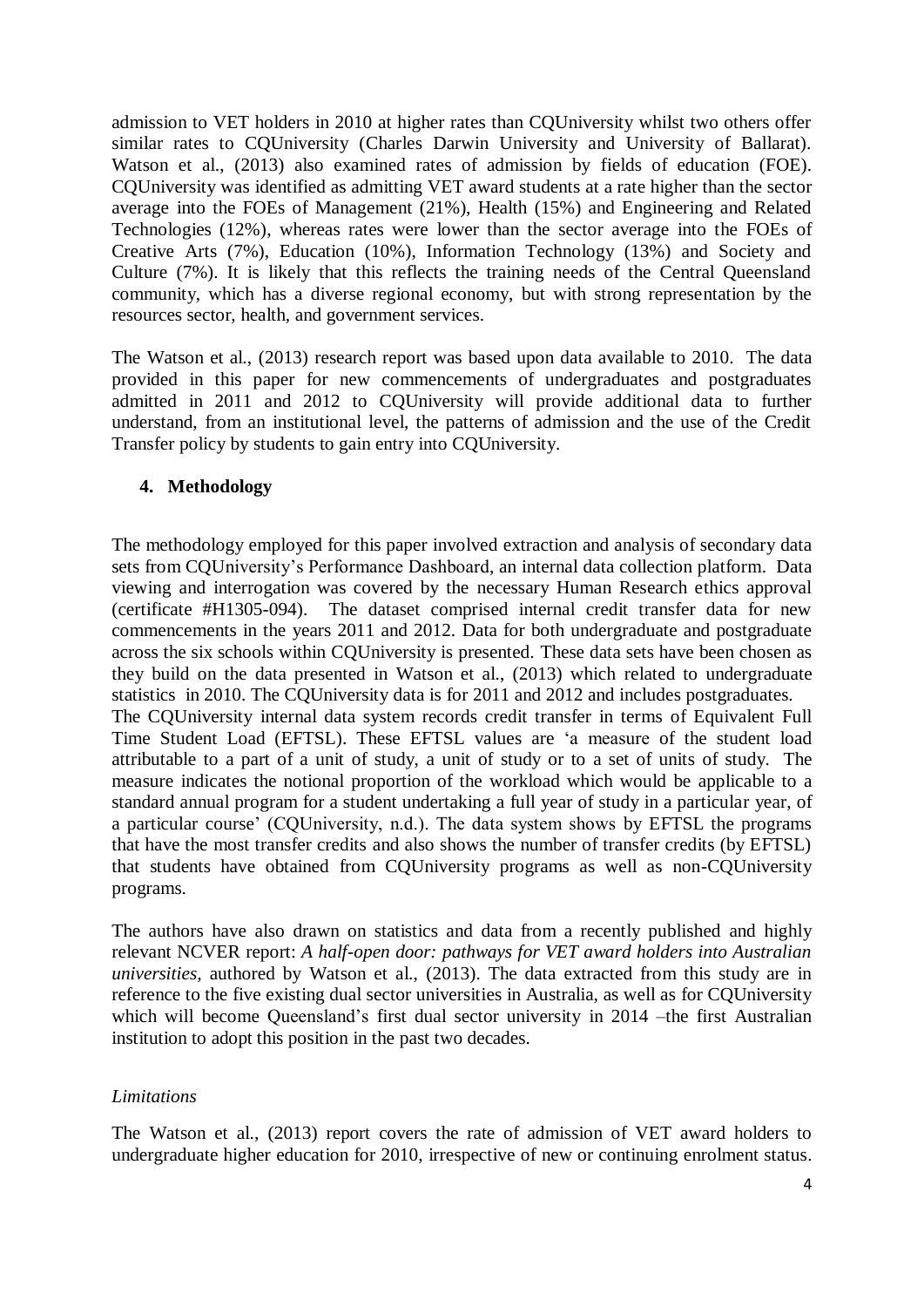admission to VET holders in 2010 at higher rates than CQUniversity whilst two others offer similar rates to CQUniversity (Charles Darwin University and University of Ballarat). Watson et al., (2013) also examined rates of admission by fields of education (FOE). CQUniversity was identified as admitting VET award students at a rate higher than the sector average into the FOEs of Management (21%), Health (15%) and Engineering and Related Technologies (12%), whereas rates were lower than the sector average into the FOEs of Creative Arts (7%), Education (10%), Information Technology (13%) and Society and Culture (7%). It is likely that this reflects the training needs of the Central Queensland community, which has a diverse regional economy, but with strong representation by the resources sector, health, and government services.

The Watson et al., (2013) research report was based upon data available to 2010. The data provided in this paper for new commencements of undergraduates and postgraduates admitted in 2011 and 2012 to CQUniversity will provide additional data to further understand, from an institutional level, the patterns of admission and the use of the Credit Transfer policy by students to gain entry into CQUniversity.

## 4. Methodology

The methodology employed for this paper involved extraction and analysis of secondary data sets from CQUniversity's Performance Dashboard, an internal data collection platform. Data viewing and interrogation was covered by the necessary Human Research ethics approval (certificate #H1305-094). The dataset comprised internal credit transfer data for new commencements in the years 2011 and 2012. Data for both undergraduate and postgraduate across the six schools within CQUniversity is presented. These data sets have been chosen as they build on the data presented in Watson et al., (2013) which related to undergraduate statistics in 2010. The CQUniversity data is for 2011 and 2012 and includes postgraduates.

The CQUniversity internal data system records credit transfer in terms of Equivalent Full Time Student Load (EFTSL). These EFTSL values are 'a measure of the student load attributable to a part of a unit of study, a unit of study or to a set of units of study. The measure indicates the notional proportion of the workload which would be applicable to a standard annual program for a student undertaking a full year of study in a particular year, of a particular course' (CQUniversity, n.d.). The data system shows by EFTSL the programs that have the most transfer credits and also shows the number of transfer credits (by EFTSL) that students have obtained from CQUniversity programs as well as non-CQUniversity programs.

The authors have also drawn on statistics and data from a recently published and highly relevant NCVER report: *A half-open door: pathways for VET award holders into Australian universities,* authored by Watson et al., (2013). The data extracted from this study are in reference to the five existing dual sector universities in Australia, as well as for CQUniversity which will become Queensland's first dual sector university in 2014 –the first Australian institution to adopt this position in the past two decades.

*Limitations*

The Watson et al., (2013) report covers the rate of admission of VET award holders to undergraduate higher education for 2010, irrespective of new or continuing enrolment status.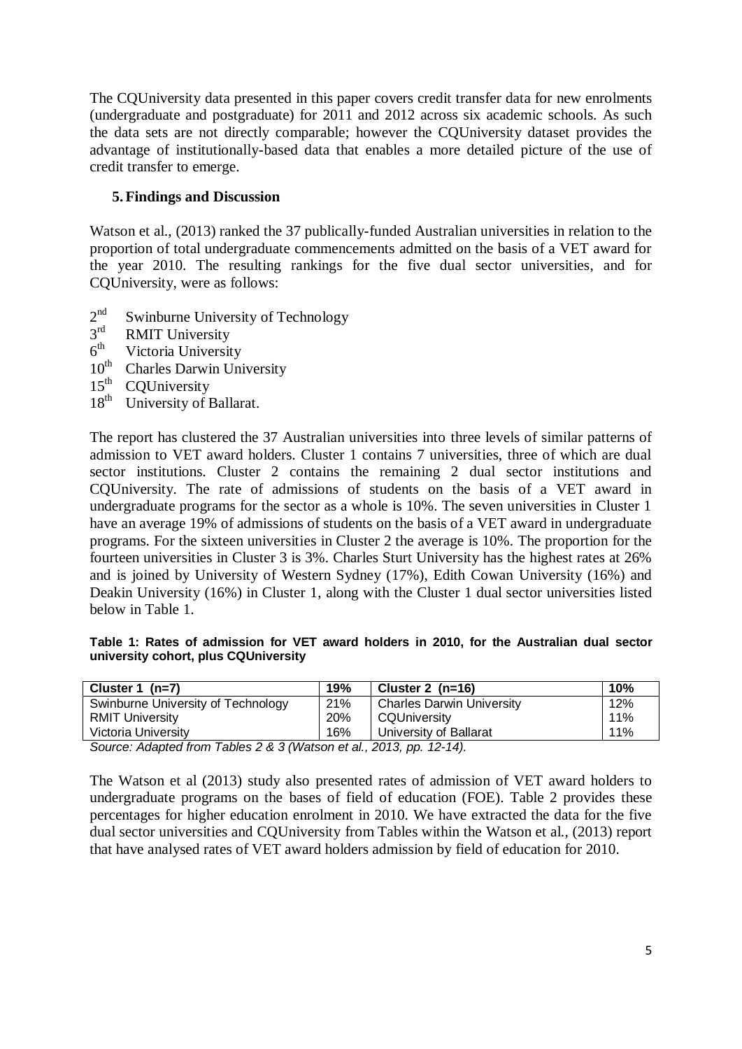The CQUniversity data presented in this paper covers credit transfer data for new enrolments (undergraduate and postgraduate) for 2011 and 2012 across six academic schools. As such the data sets are not directly comparable; however the CQUniversity dataset provides the advantage of institutionally-based data that enables a more detailed picture of the use of credit transfer to emerge.

## 5. Findings and Discussion

Watson et al., (2013) ranked the 37 publically-funded Australian universities in relation to the proportion of total undergraduate commencements admitted on the basis of a VET award for the year 2010. The resulting rankings for the five dual sector universities, and for CQUniversity, were as follows:

- 2nd Swinburne University of Technology
- 3rd RMIT University
- 6th Victoria University
- 10th Charles Darwin University
- 15th CQUniversity
- 18th University of Ballarat.

The report has clustered the 37 Australian universities into three levels of similar patterns of admission to VET award holders. Cluster 1 contains 7 universities, three of which are dual sector institutions. Cluster 2 contains the remaining 2 dual sector institutions and CQUniversity. The rate of admissions of students on the basis of a VET award in undergraduate programs for the sector as a whole is 10%. The seven universities in Cluster 1 have an average 19% of admissions of students on the basis of a VET award in undergraduate programs. For the sixteen universities in Cluster 2 the average is 10%. The proportion for the fourteen universities in Cluster 3 is 3%. Charles Sturt University has the highest rates at 26% and is joined by University of Western Sydney (17%), Edith Cowan University (16%) and Deakin University (16%) in Cluster 1, along with the Cluster 1 dual sector universities listed below in Table 1.

**Table 1: Rates of admission for VET award holders in 2010, for the Australian dual sector university cohort, plus CQUniversity**

| Cluster 1 (n=7) | 19% | Cluster 2 (n=16) | 10% |
|---|---|---|---|
| Swinburne University of Technology | 21% | Charles Darwin University | 12% |
| RMIT University | 20% | CQUniversity | 11% |
| Victoria University | 16% | University of Ballarat | 11% |

*Source: Adapted from Tables 2 & 3 (Watson et al., 2013, pp. 12-14).*

The Watson et al (2013) study also presented rates of admission of VET award holders to undergraduate programs on the bases of field of education (FOE). Table 2 provides these percentages for higher education enrolment in 2010. We have extracted the data for the five dual sector universities and CQUniversity from Tables within the Watson et al., (2013) report that have analysed rates of VET award holders admission by field of education for 2010.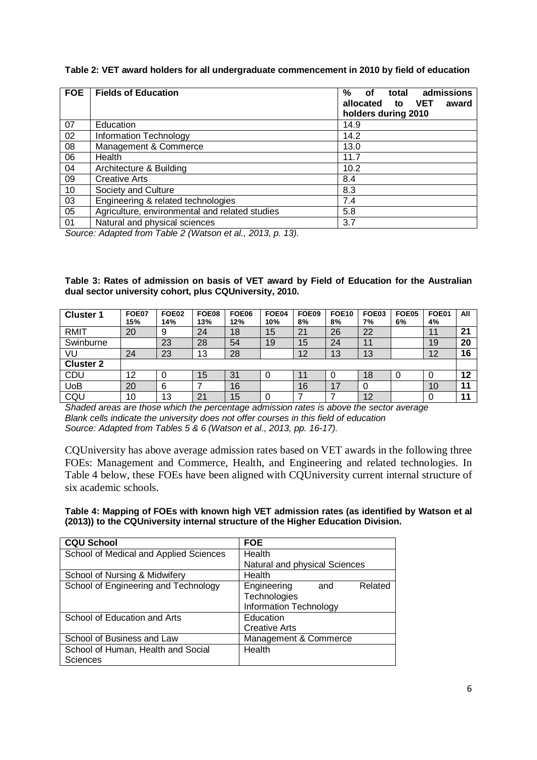**Table 2: VET award holders for all undergraduate commencement in 2010 by field of education**

| FOE | Fields of Education | % of total admissions allocated to VET award holders during 2010 |
|---|---|---|
| 07 | Education | 14.9 |
| 02 | Information Technology | 14.2 |
| 08 | Management & Commerce | 13.0 |
| 06 | Health | 11.7 |
| 04 | Architecture & Building | 10.2 |
| 09 | Creative Arts | 8.4 |
| 10 | Society and Culture | 8.3 |
| 03 | Engineering & related technologies | 7.4 |
| 05 | Agriculture, environmental and related studies | 5.8 |
| 01 | Natural and physical sciences | 3.7 |

*Source: Adapted from Table 2 (Watson et al., 2013, p. 13).*

**Table 3: Rates of admission on basis of VET award by Field of Education for the Australian dual sector university cohort, plus CQUniversity, 2010.**

| Cluster 1 | FOE07 15% | FOE02 14% | FOE08 13% | FOE06 12% | FOE04 10% | FOE09 8% | FOE10 8% | FOE03 7% | FOE05 6% | FOE01 4% | All |
|---|---|---|---|---|---|---|---|---|---|---|---|
| RMIT | 20 | 9 | 24 | 18 | 15 | 21 | 26 | 22 | | 11 | **21** |
| Swinburne | | 23 | 28 | 54 | 19 | 15 | 24 | 11 | | 19 | **20** |
| VU | 24 | 23 | 13 | 28 | | 12 | 13 | 13 | | 12 | **16** |
| **Cluster 2** | | | | | | | | | | | |
| CDU | 12 | 0 | 15 | 31 | 0 | 11 | 0 | 18 | 0 | 0 | **12** |
| UoB | 20 | 6 | 7 | 16 | | 16 | 17 | 0 | | 10 | **11** |
| CQU | 10 | 13 | 21 | 15 | 0 | 7 | 7 | 12 | | 0 | **11** |

*Shaded areas are those which the percentage admission rates is above the sector average*
*Blank cells indicate the university does not offer courses in this field of education*
*Source: Adapted from Tables 5 & 6 (Watson et al., 2013, pp. 16-17).*

CQUniversity has above average admission rates based on VET awards in the following three FOEs: Management and Commerce, Health, and Engineering and related technologies. In Table 4 below, these FOEs have been aligned with CQUniversity current internal structure of six academic schools.

**Table 4: Mapping of FOEs with known high VET admission rates (as identified by Watson et al (2013)) to the CQUniversity internal structure of the Higher Education Division.**

| CQU School | FOE |
|---|---|
| School of Medical and Applied Sciences | Health<br>Natural and physical Sciences |
| School of Nursing & Midwifery | Health |
| School of Engineering and Technology | Engineering and Related Technologies<br>Information Technology |
| School of Education and Arts | Education<br>Creative Arts |
| School of Business and Law | Management & Commerce |
| School of Human, Health and Social Sciences | Health |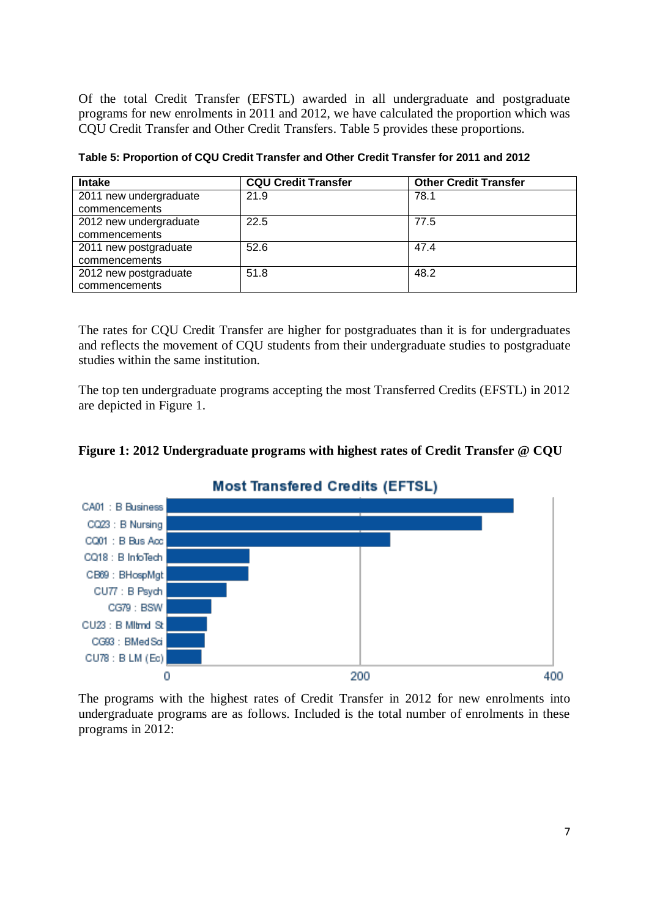Of the total Credit Transfer (EFSTL) awarded in all undergraduate and postgraduate programs for new enrolments in 2011 and 2012, we have calculated the proportion which was CQU Credit Transfer and Other Credit Transfers. Table 5 provides these proportions.

**Table 5: Proportion of CQU Credit Transfer and Other Credit Transfer for 2011 and 2012**

| Intake | CQU Credit Transfer | Other Credit Transfer |
|---|---|---|
| 2011 new undergraduate commencements | 21.9 | 78.1 |
| 2012 new undergraduate commencements | 22.5 | 77.5 |
| 2011 new postgraduate commencements | 52.6 | 47.4 |
| 2012 new postgraduate commencements | 51.8 | 48.2 |

The rates for CQU Credit Transfer are higher for postgraduates than it is for undergraduates and reflects the movement of CQU students from their undergraduate studies to postgraduate studies within the same institution.

The top ten undergraduate programs accepting the most Transferred Credits (EFSTL) in 2012 are depicted in Figure 1.

**Figure 1: 2012 Undergraduate programs with highest rates of Credit Transfer @ CQU**

The programs with the highest rates of Credit Transfer in 2012 for new enrolments into undergraduate programs are as follows. Included is the total number of enrolments in these programs in 2012: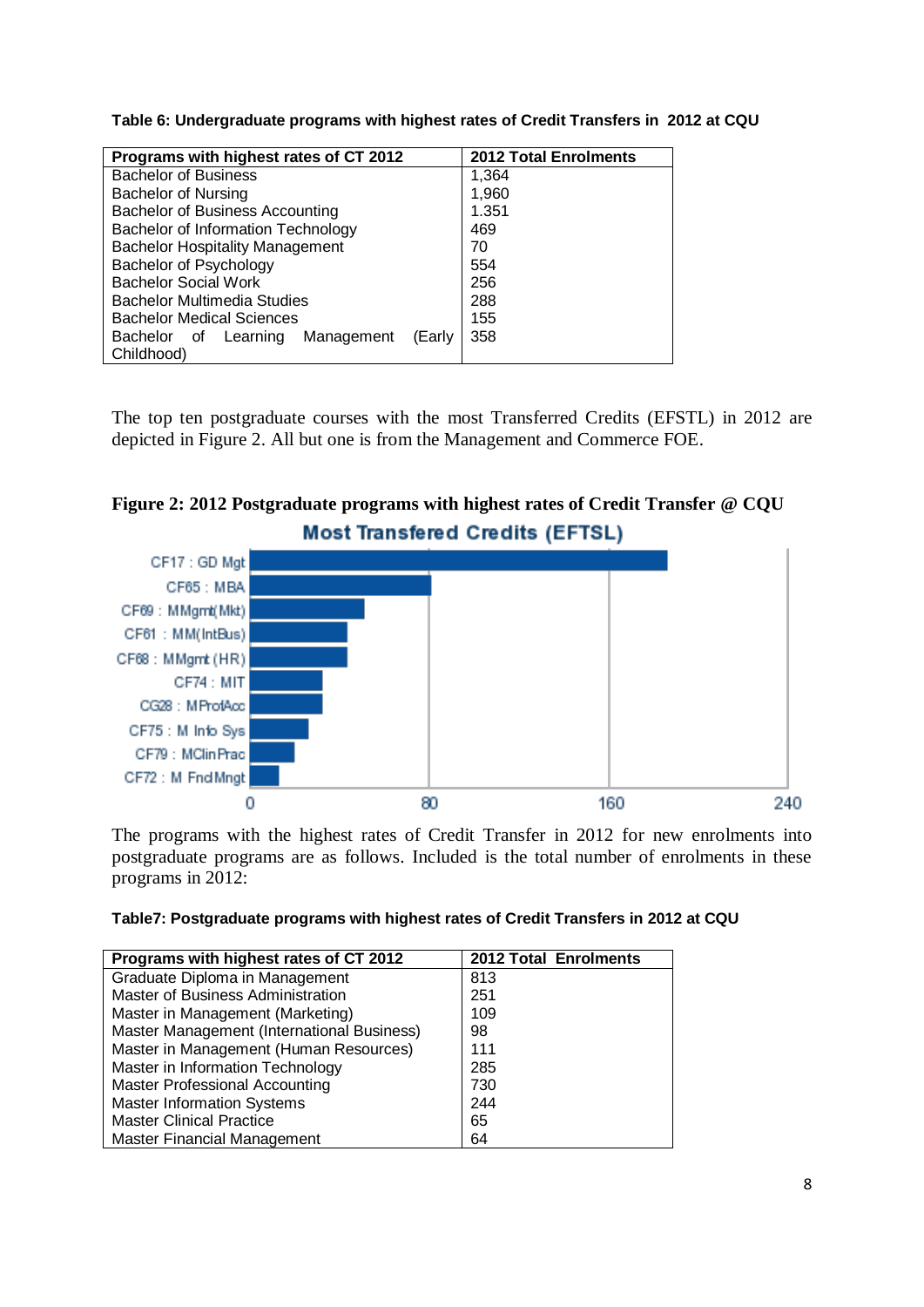**Table 6: Undergraduate programs with highest rates of Credit Transfers in 2012 at CQU**

| Programs with highest rates of CT 2012 | 2012 Total Enrolments |
|---|---|
| Bachelor of Business | 1,364 |
| Bachelor of Nursing | 1,960 |
| Bachelor of Business Accounting | 1.351 |
| Bachelor of Information Technology | 469 |
| Bachelor Hospitality Management | 70 |
| Bachelor of Psychology | 554 |
| Bachelor Social Work | 256 |
| Bachelor Multimedia Studies | 288 |
| Bachelor Medical Sciences | 155 |
| Bachelor of Learning Management (Early Childhood) | 358 |

The top ten postgraduate courses with the most Transferred Credits (EFSTL) in 2012 are depicted in Figure 2. All but one is from the Management and Commerce FOE.

**Figure 2: 2012 Postgraduate programs with highest rates of Credit Transfer @ CQU**

Most Transfered Credits (EFTSL)

CF17 : GD Mgt
CF65 : MBA
CF69 : MMgmt(Mkt)
CF61 : MM(IntBus)
CF68 : MMgmt (HR)
CF74 : MIT
CG28 : MProfAcc
CF75 : M Info Sys
CF79 : MClinPrac
CF72 : M FndMngt

0 80 160 240

The programs with the highest rates of Credit Transfer in 2012 for new enrolments into postgraduate programs are as follows. Included is the total number of enrolments in these programs in 2012:

**Table7: Postgraduate programs with highest rates of Credit Transfers in 2012 at CQU**

| Programs with highest rates of CT 2012 | 2012 Total Enrolments |
|---|---|
| Graduate Diploma in Management | 813 |
| Master of Business Administration | 251 |
| Master in Management (Marketing) | 109 |
| Master Management (International Business) | 98 |
| Master in Management (Human Resources) | 111 |
| Master in Information Technology | 285 |
| Master Professional Accounting | 730 |
| Master Information Systems | 244 |
| Master Clinical Practice | 65 |
| Master Financial Management | 64 |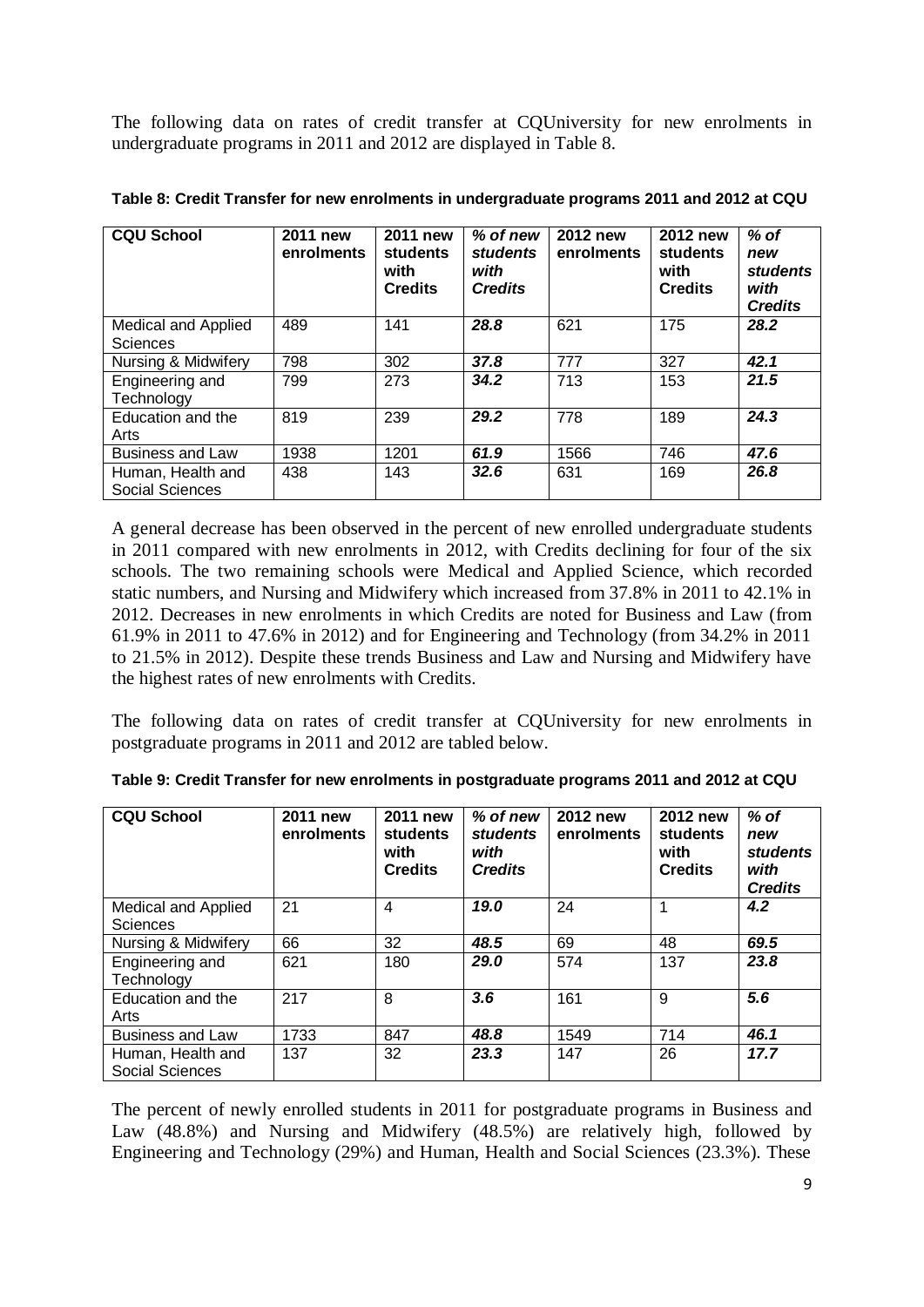The following data on rates of credit transfer at CQUniversity for new enrolments in undergraduate programs in 2011 and 2012 are displayed in Table 8.

**Table 8: Credit Transfer for new enrolments in undergraduate programs 2011 and 2012 at CQU**

| **CQU School** | **2011 new enrolments** | **2011 new students with Credits** | ***% of new students with Credits*** | **2012 new enrolments** | **2012 new students with Credits** | ***% of new students with Credits*** |
|---|---|---|---|---|---|---|
| Medical and Applied Sciences | 489 | 141 | ***28.8*** | 621 | 175 | ***28.2*** |
| Nursing & Midwifery | 798 | 302 | ***37.8*** | 777 | 327 | ***42.1*** |
| Engineering and Technology | 799 | 273 | ***34.2*** | 713 | 153 | ***21.5*** |
| Education and the Arts | 819 | 239 | ***29.2*** | 778 | 189 | ***24.3*** |
| Business and Law | 1938 | 1201 | ***61.9*** | 1566 | 746 | ***47.6*** |
| Human, Health and Social Sciences | 438 | 143 | ***32.6*** | 631 | 169 | ***26.8*** |

A general decrease has been observed in the percent of new enrolled undergraduate students in 2011 compared with new enrolments in 2012, with Credits declining for four of the six schools. The two remaining schools were Medical and Applied Science, which recorded static numbers, and Nursing and Midwifery which increased from 37.8% in 2011 to 42.1% in 2012. Decreases in new enrolments in which Credits are noted for Business and Law (from 61.9% in 2011 to 47.6% in 2012) and for Engineering and Technology (from 34.2% in 2011 to 21.5% in 2012). Despite these trends Business and Law and Nursing and Midwifery have the highest rates of new enrolments with Credits.

The following data on rates of credit transfer at CQUniversity for new enrolments in postgraduate programs in 2011 and 2012 are tabled below.

**Table 9: Credit Transfer for new enrolments in postgraduate programs 2011 and 2012 at CQU**

| **CQU School** | **2011 new enrolments** | **2011 new students with Credits** | ***% of new students with Credits*** | **2012 new enrolments** | **2012 new students with Credits** | ***% of new students with Credits*** |
|---|---|---|---|---|---|---|
| Medical and Applied Sciences | 21 | 4 | ***19.0*** | 24 | 1 | ***4.2*** |
| Nursing & Midwifery | 66 | 32 | ***48.5*** | 69 | 48 | ***69.5*** |
| Engineering and Technology | 621 | 180 | ***29.0*** | 574 | 137 | ***23.8*** |
| Education and the Arts | 217 | 8 | ***3.6*** | 161 | 9 | ***5.6*** |
| Business and Law | 1733 | 847 | ***48.8*** | 1549 | 714 | ***46.1*** |
| Human, Health and Social Sciences | 137 | 32 | ***23.3*** | 147 | 26 | ***17.7*** |

The percent of newly enrolled students in 2011 for postgraduate programs in Business and Law (48.8%) and Nursing and Midwifery (48.5%) are relatively high, followed by Engineering and Technology (29%) and Human, Health and Social Sciences (23.3%). These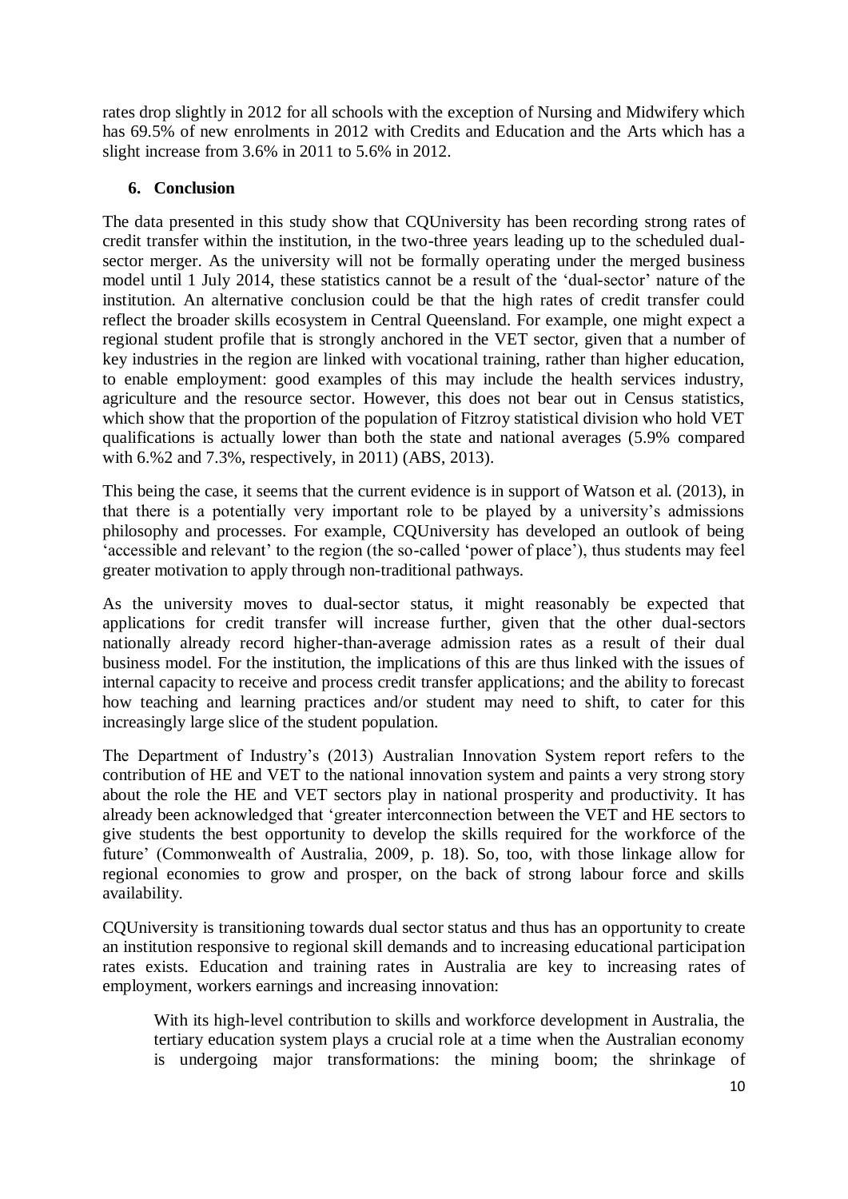rates drop slightly in 2012 for all schools with the exception of Nursing and Midwifery which has 69.5% of new enrolments in 2012 with Credits and Education and the Arts which has a slight increase from 3.6% in 2011 to 5.6% in 2012.

## 6. Conclusion

The data presented in this study show that CQUniversity has been recording strong rates of credit transfer within the institution, in the two-three years leading up to the scheduled dual-sector merger. As the university will not be formally operating under the merged business model until 1 July 2014, these statistics cannot be a result of the 'dual-sector' nature of the institution. An alternative conclusion could be that the high rates of credit transfer could reflect the broader skills ecosystem in Central Queensland. For example, one might expect a regional student profile that is strongly anchored in the VET sector, given that a number of key industries in the region are linked with vocational training, rather than higher education, to enable employment: good examples of this may include the health services industry, agriculture and the resource sector. However, this does not bear out in Census statistics, which show that the proportion of the population of Fitzroy statistical division who hold VET qualifications is actually lower than both the state and national averages (5.9% compared with 6.%2 and 7.3%, respectively, in 2011) (ABS, 2013).

This being the case, it seems that the current evidence is in support of Watson et al. (2013), in that there is a potentially very important role to be played by a university's admissions philosophy and processes. For example, CQUniversity has developed an outlook of being 'accessible and relevant' to the region (the so-called 'power of place'), thus students may feel greater motivation to apply through non-traditional pathways.

As the university moves to dual-sector status, it might reasonably be expected that applications for credit transfer will increase further, given that the other dual-sectors nationally already record higher-than-average admission rates as a result of their dual business model. For the institution, the implications of this are thus linked with the issues of internal capacity to receive and process credit transfer applications; and the ability to forecast how teaching and learning practices and/or student may need to shift, to cater for this increasingly large slice of the student population.

The Department of Industry's (2013) Australian Innovation System report refers to the contribution of HE and VET to the national innovation system and paints a very strong story about the role the HE and VET sectors play in national prosperity and productivity. It has already been acknowledged that 'greater interconnection between the VET and HE sectors to give students the best opportunity to develop the skills required for the workforce of the future' (Commonwealth of Australia, 2009, p. 18). So, too, with those linkage allow for regional economies to grow and prosper, on the back of strong labour force and skills availability.

CQUniversity is transitioning towards dual sector status and thus has an opportunity to create an institution responsive to regional skill demands and to increasing educational participation rates exists. Education and training rates in Australia are key to increasing rates of employment, workers earnings and increasing innovation:

> With its high-level contribution to skills and workforce development in Australia, the tertiary education system plays a crucial role at a time when the Australian economy is undergoing major transformations: the mining boom; the shrinkage of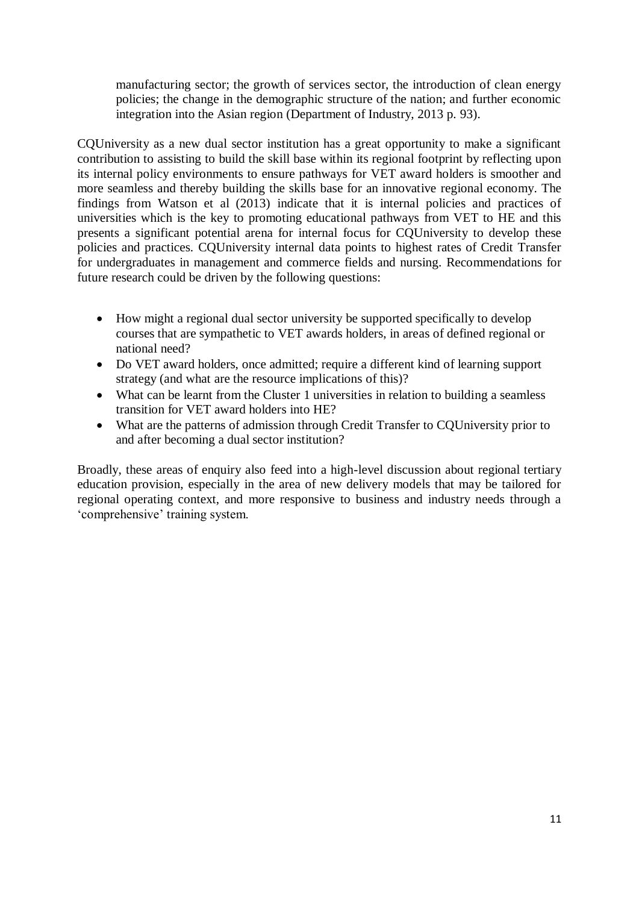> manufacturing sector; the growth of services sector, the introduction of clean energy policies; the change in the demographic structure of the nation; and further economic integration into the Asian region (Department of Industry, 2013 p. 93).

CQUniversity as a new dual sector institution has a great opportunity to make a significant contribution to assisting to build the skill base within its regional footprint by reflecting upon its internal policy environments to ensure pathways for VET award holders is smoother and more seamless and thereby building the skills base for an innovative regional economy. The findings from Watson et al (2013) indicate that it is internal policies and practices of universities which is the key to promoting educational pathways from VET to HE and this presents a significant potential arena for internal focus for CQUniversity to develop these policies and practices. CQUniversity internal data points to highest rates of Credit Transfer for undergraduates in management and commerce fields and nursing. Recommendations for future research could be driven by the following questions:

- How might a regional dual sector university be supported specifically to develop courses that are sympathetic to VET awards holders, in areas of defined regional or national need?
- Do VET award holders, once admitted; require a different kind of learning support strategy (and what are the resource implications of this)?
- What can be learnt from the Cluster 1 universities in relation to building a seamless transition for VET award holders into HE?
- What are the patterns of admission through Credit Transfer to CQUniversity prior to and after becoming a dual sector institution?

Broadly, these areas of enquiry also feed into a high-level discussion about regional tertiary education provision, especially in the area of new delivery models that may be tailored for regional operating context, and more responsive to business and industry needs through a 'comprehensive' training system.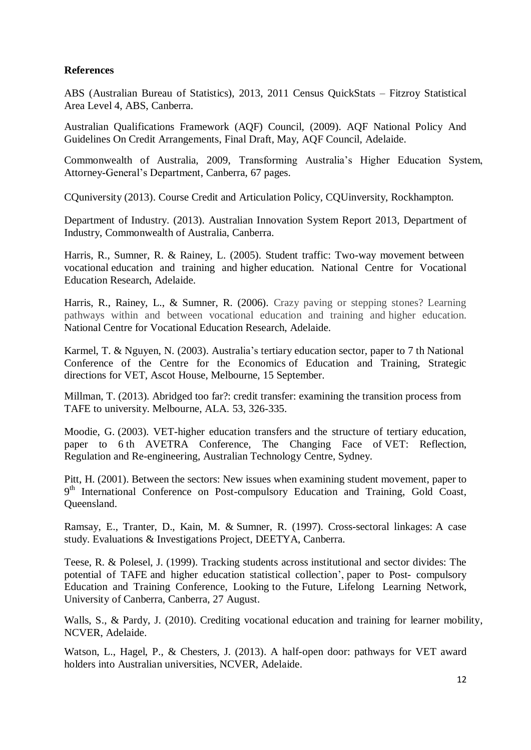**References**

ABS (Australian Bureau of Statistics), 2013, 2011 Census QuickStats – Fitzroy Statistical Area Level 4, ABS, Canberra.

Australian Qualifications Framework (AQF) Council, (2009). AQF National Policy And Guidelines On Credit Arrangements, Final Draft, May, AQF Council, Adelaide.

Commonwealth of Australia, 2009, Transforming Australia's Higher Education System, Attorney-General's Department, Canberra, 67 pages.

CQuniversity (2013). Course Credit and Articulation Policy, CQUinversity, Rockhampton.

Department of Industry. (2013). Australian Innovation System Report 2013, Department of Industry, Commonwealth of Australia, Canberra.

Harris, R., Sumner, R. & Rainey, L. (2005). Student traffic: Two-way movement between vocational education and training and higher education. National Centre for Vocational Education Research, Adelaide.

Harris, R., Rainey, L., & Sumner, R. (2006). Crazy paving or stepping stones? Learning pathways within and between vocational education and training and higher education. National Centre for Vocational Education Research, Adelaide.

Karmel, T. & Nguyen, N. (2003). Australia's tertiary education sector, paper to 7 th National Conference of the Centre for the Economics of Education and Training, Strategic directions for VET, Ascot House, Melbourne, 15 September.

Millman, T. (2013). Abridged too far?: credit transfer: examining the transition process from TAFE to university. Melbourne, ALA. 53, 326-335.

Moodie, G. (2003). VET-higher education transfers and the structure of tertiary education, paper to 6 th AVETRA Conference, The Changing Face of VET: Reflection, Regulation and Re-engineering, Australian Technology Centre, Sydney.

Pitt, H. (2001). Between the sectors: New issues when examining student movement, paper to 9th International Conference on Post-compulsory Education and Training, Gold Coast, Queensland.

Ramsay, E., Tranter, D., Kain, M. & Sumner, R. (1997). Cross-sectoral linkages: A case study. Evaluations & Investigations Project, DEETYA, Canberra.

Teese, R. & Polesel, J. (1999). Tracking students across institutional and sector divides: The potential of TAFE and higher education statistical collection', paper to Post- compulsory Education and Training Conference, Looking to the Future, Lifelong Learning Network, University of Canberra, Canberra, 27 August.

Walls, S., & Pardy, J. (2010). Crediting vocational education and training for learner mobility, NCVER, Adelaide.

Watson, L., Hagel, P., & Chesters, J. (2013). A half-open door: pathways for VET award holders into Australian universities, NCVER, Adelaide.